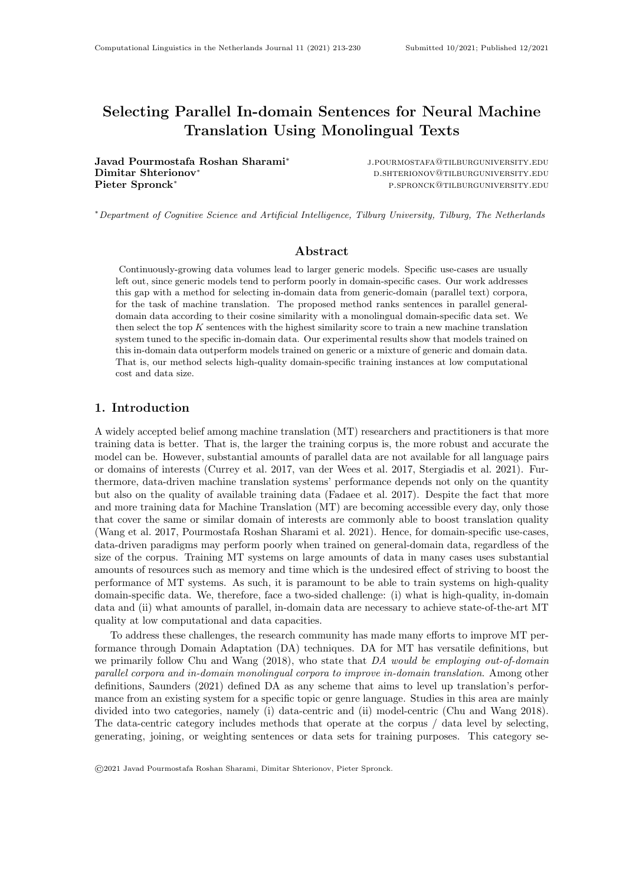# Selecting Parallel In-domain Sentences for Neural Machine Translation Using Monolingual Texts

**Javad Pourmostafa Roshan Sharami*** J.POURMOSTAFA@TILBURGUNIVERSITY.EDU
**Dimitar Shterionov*** D.SHTERIONOV@TILBURGUNIVERSITY.EDU
**Pieter Spronck*** P.SPRONCK@TILBURGUNIVERSITY.EDU

*\*Department of Cognitive Science and Artificial Intelligence, Tilburg University, Tilburg, The Netherlands*

## Abstract

Continuously-growing data volumes lead to larger generic models. Specific use-cases are usually left out, since generic models tend to perform poorly in domain-specific cases. Our work addresses this gap with a method for selecting in-domain data from generic-domain (parallel text) corpora, for the task of machine translation. The proposed method ranks sentences in parallel general-domain data according to their cosine similarity with a monolingual domain-specific data set. We then select the top $K$ sentences with the highest similarity score to train a new machine translation system tuned to the specific in-domain data. Our experimental results show that models trained on this in-domain data outperform models trained on generic or a mixture of generic and domain data. That is, our method selects high-quality domain-specific training instances at low computational cost and data size.

## 1. Introduction

A widely accepted belief among machine translation (MT) researchers and practitioners is that more training data is better. That is, the larger the training corpus is, the more robust and accurate the model can be. However, substantial amounts of parallel data are not available for all language pairs or domains of interests (Currey et al. 2017, van der Wees et al. 2017, Stergiadis et al. 2021). Furthermore, data-driven machine translation systems' performance depends not only on the quantity but also on the quality of available training data (Fadaee et al. 2017). Despite the fact that more and more training data for Machine Translation (MT) are becoming accessible every day, only those that cover the same or similar domain of interests are commonly able to boost translation quality (Wang et al. 2017, Pourmostafa Roshan Sharami et al. 2021). Hence, for domain-specific use-cases, data-driven paradigms may perform poorly when trained on general-domain data, regardless of the size of the corpus. Training MT systems on large amounts of data in many cases uses substantial amounts of resources such as memory and time which is the undesired effect of striving to boost the performance of MT systems. As such, it is paramount to be able to train systems on high-quality domain-specific data. We, therefore, face a two-sided challenge: (i) what is high-quality, in-domain data and (ii) what amounts of parallel, in-domain data are necessary to achieve state-of-the-art MT quality at low computational and data capacities.

To address these challenges, the research community has made many efforts to improve MT performance through Domain Adaptation (DA) techniques. DA for MT has versatile definitions, but we primarily follow Chu and Wang (2018), who state that *DA would be employing out-of-domain parallel corpora and in-domain monolingual corpora to improve in-domain translation*. Among other definitions, Saunders (2021) defined DA as any scheme that aims to level up translation's performance from an existing system for a specific topic or genre language. Studies in this area are mainly divided into two categories, namely (i) data-centric and (ii) model-centric (Chu and Wang 2018). The data-centric category includes methods that operate at the corpus / data level by selecting, generating, joining, or weighting sentences or data sets for training purposes. This category se-

©2021 Javad Pourmostafa Roshan Sharami, Dimitar Shterionov, Pieter Spronck.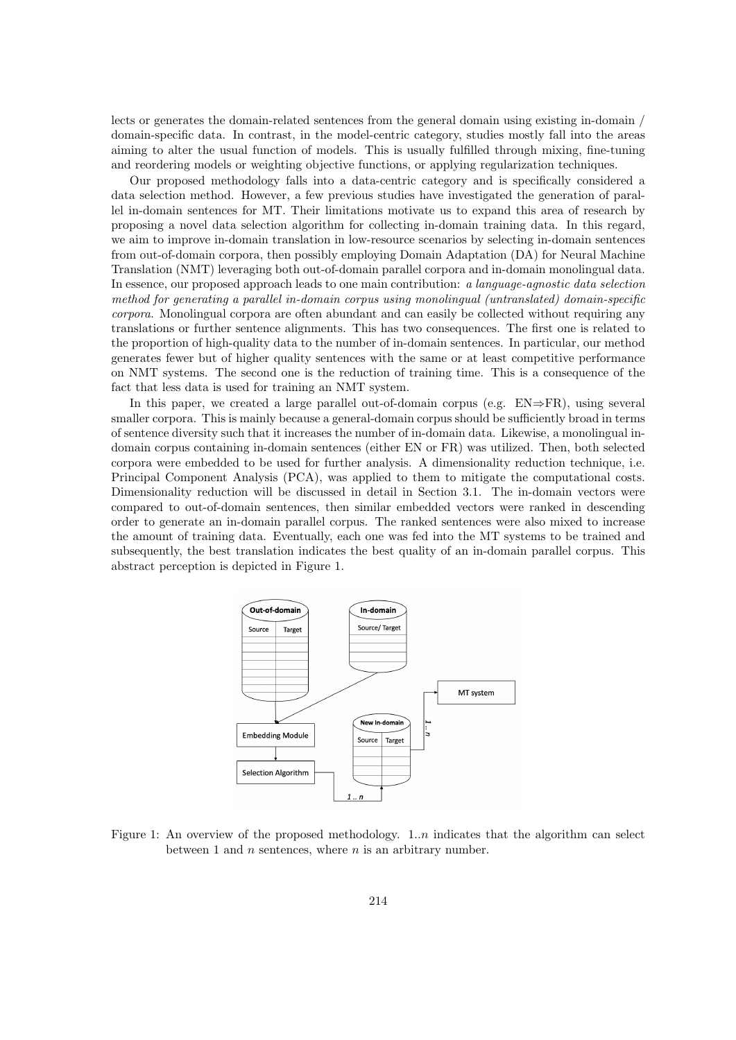lects or generates the domain-related sentences from the general domain using existing in-domain / domain-specific data. In contrast, in the model-centric category, studies mostly fall into the areas aiming to alter the usual function of models. This is usually fulfilled through mixing, fine-tuning and reordering models or weighting objective functions, or applying regularization techniques.

Our proposed methodology falls into a data-centric category and is specifically considered a data selection method. However, a few previous studies have investigated the generation of parallel in-domain sentences for MT. Their limitations motivate us to expand this area of research by proposing a novel data selection algorithm for collecting in-domain training data. In this regard, we aim to improve in-domain translation in low-resource scenarios by selecting in-domain sentences from out-of-domain corpora, then possibly employing Domain Adaptation (DA) for Neural Machine Translation (NMT) leveraging both out-of-domain parallel corpora and in-domain monolingual data. In essence, our proposed approach leads to one main contribution: *a language-agnostic data selection method for generating a parallel in-domain corpus using monolingual (untranslated) domain-specific corpora*. Monolingual corpora are often abundant and can easily be collected without requiring any translations or further sentence alignments. This has two consequences. The first one is related to the proportion of high-quality data to the number of in-domain sentences. In particular, our method generates fewer but of higher quality sentences with the same or at least competitive performance on NMT systems. The second one is the reduction of training time. This is a consequence of the fact that less data is used for training an NMT system.

In this paper, we created a large parallel out-of-domain corpus (e.g. EN$\Rightarrow$FR), using several smaller corpora. This is mainly because a general-domain corpus should be sufficiently broad in terms of sentence diversity such that it increases the number of in-domain data. Likewise, a monolingual in-domain corpus containing in-domain sentences (either EN or FR) was utilized. Then, both selected corpora were embedded to be used for further analysis. A dimensionality reduction technique, i.e. Principal Component Analysis (PCA), was applied to them to mitigate the computational costs. Dimensionality reduction will be discussed in detail in Section 3.1. The in-domain vectors were compared to out-of-domain sentences, then similar embedded vectors were ranked in descending order to generate an in-domain parallel corpus. The ranked sentences were also mixed to increase the amount of training data. Eventually, each one was fed into the MT systems to be trained and subsequently, the best translation indicates the best quality of an in-domain parallel corpus. This abstract perception is depicted in Figure 1.

Figure 1: An overview of the proposed methodology. 1..$n$ indicates that the algorithm can select between 1 and $n$ sentences, where $n$ is an arbitrary number.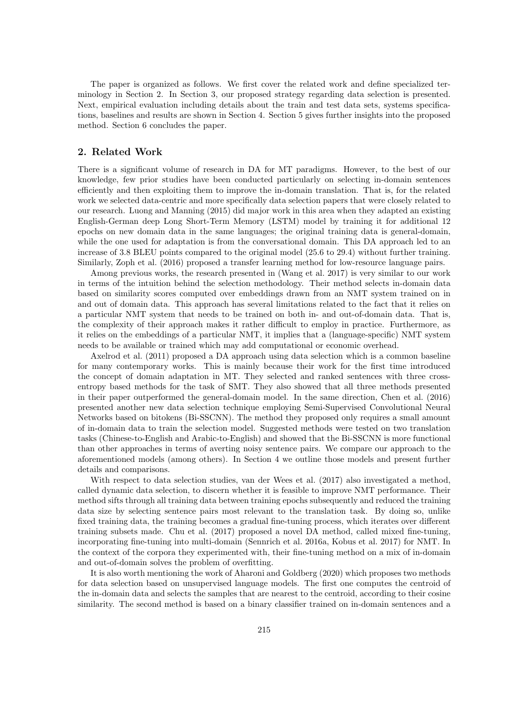The paper is organized as follows. We first cover the related work and define specialized terminology in Section 2. In Section 3, our proposed strategy regarding data selection is presented. Next, empirical evaluation including details about the train and test data sets, systems specifications, baselines and results are shown in Section 4. Section 5 gives further insights into the proposed method. Section 6 concludes the paper.

## 2. Related Work

There is a significant volume of research in DA for MT paradigms. However, to the best of our knowledge, few prior studies have been conducted particularly on selecting in-domain sentences efficiently and then exploiting them to improve the in-domain translation. That is, for the related work we selected data-centric and more specifically data selection papers that were closely related to our research. Luong and Manning (2015) did major work in this area when they adapted an existing English-German deep Long Short-Term Memory (LSTM) model by training it for additional 12 epochs on new domain data in the same languages; the original training data is general-domain, while the one used for adaptation is from the conversational domain. This DA approach led to an increase of 3.8 BLEU points compared to the original model (25.6 to 29.4) without further training. Similarly, Zoph et al. (2016) proposed a transfer learning method for low-resource language pairs.

Among previous works, the research presented in (Wang et al. 2017) is very similar to our work in terms of the intuition behind the selection methodology. Their method selects in-domain data based on similarity scores computed over embeddings drawn from an NMT system trained on in and out of domain data. This approach has several limitations related to the fact that it relies on a particular NMT system that needs to be trained on both in- and out-of-domain data. That is, the complexity of their approach makes it rather difficult to employ in practice. Furthermore, as it relies on the embeddings of a particular NMT, it implies that a (language-specific) NMT system needs to be available or trained which may add computational or economic overhead.

Axelrod et al. (2011) proposed a DA approach using data selection which is a common baseline for many contemporary works. This is mainly because their work for the first time introduced the concept of domain adaptation in MT. They selected and ranked sentences with three cross-entropy based methods for the task of SMT. They also showed that all three methods presented in their paper outperformed the general-domain model. In the same direction, Chen et al. (2016) presented another new data selection technique employing Semi-Supervised Convolutional Neural Networks based on bitokens (Bi-SSCNN). The method they proposed only requires a small amount of in-domain data to train the selection model. Suggested methods were tested on two translation tasks (Chinese-to-English and Arabic-to-English) and showed that the Bi-SSCNN is more functional than other approaches in terms of averting noisy sentence pairs. We compare our approach to the aforementioned models (among others). In Section 4 we outline those models and present further details and comparisons.

With respect to data selection studies, van der Wees et al. (2017) also investigated a method, called dynamic data selection, to discern whether it is feasible to improve NMT performance. Their method sifts through all training data between training epochs subsequently and reduced the training data size by selecting sentence pairs most relevant to the translation task. By doing so, unlike fixed training data, the training becomes a gradual fine-tuning process, which iterates over different training subsets made. Chu et al. (2017) proposed a novel DA method, called mixed fine-tuning, incorporating fine-tuning into multi-domain (Sennrich et al. 2016a, Kobus et al. 2017) for NMT. In the context of the corpora they experimented with, their fine-tuning method on a mix of in-domain and out-of-domain solves the problem of overfitting.

It is also worth mentioning the work of Aharoni and Goldberg (2020) which proposes two methods for data selection based on unsupervised language models. The first one computes the centroid of the in-domain data and selects the samples that are nearest to the centroid, according to their cosine similarity. The second method is based on a binary classifier trained on in-domain sentences and a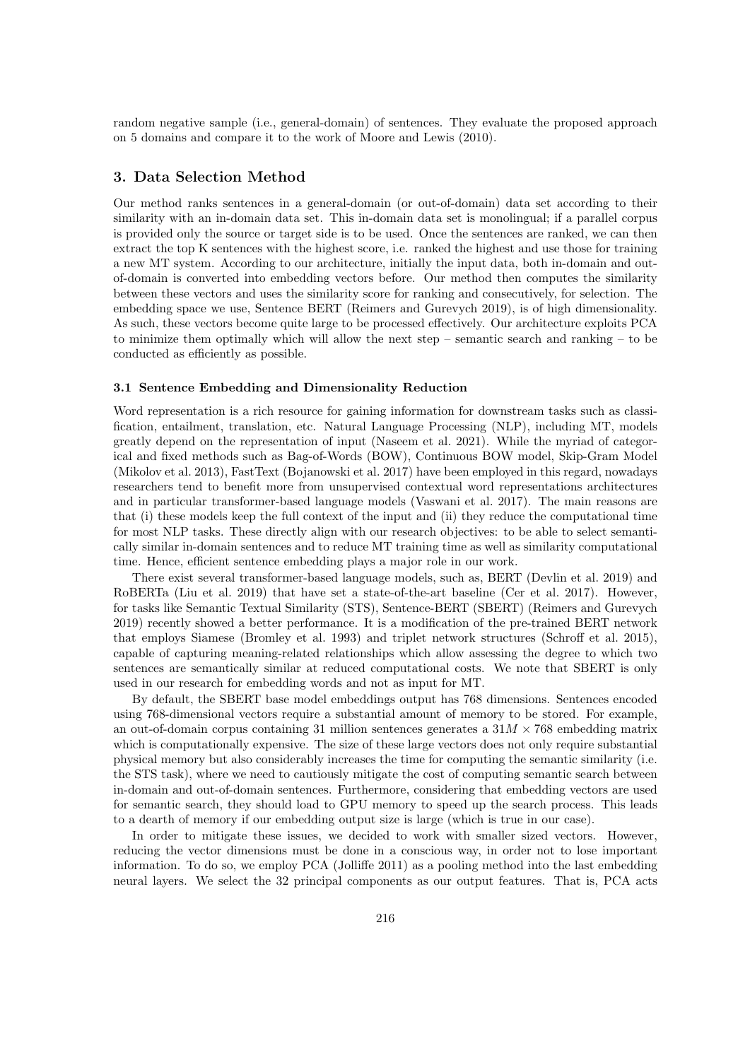random negative sample (i.e., general-domain) of sentences. They evaluate the proposed approach on 5 domains and compare it to the work of Moore and Lewis (2010).

## 3. Data Selection Method

Our method ranks sentences in a general-domain (or out-of-domain) data set according to their similarity with an in-domain data set. This in-domain data set is monolingual; if a parallel corpus is provided only the source or target side is to be used. Once the sentences are ranked, we can then extract the top K sentences with the highest score, i.e. ranked the highest and use those for training a new MT system. According to our architecture, initially the input data, both in-domain and out-of-domain is converted into embedding vectors before. Our method then computes the similarity between these vectors and uses the similarity score for ranking and consecutively, for selection. The embedding space we use, Sentence BERT (Reimers and Gurevych 2019), is of high dimensionality. As such, these vectors become quite large to be processed effectively. Our architecture exploits PCA to minimize them optimally which will allow the next step – semantic search and ranking – to be conducted as efficiently as possible.

### 3.1 Sentence Embedding and Dimensionality Reduction

Word representation is a rich resource for gaining information for downstream tasks such as classification, entailment, translation, etc. Natural Language Processing (NLP), including MT, models greatly depend on the representation of input (Naseem et al. 2021). While the myriad of categorical and fixed methods such as Bag-of-Words (BOW), Continuous BOW model, Skip-Gram Model (Mikolov et al. 2013), FastText (Bojanowski et al. 2017) have been employed in this regard, nowadays researchers tend to benefit more from unsupervised contextual word representations architectures and in particular transformer-based language models (Vaswani et al. 2017). The main reasons are that (i) these models keep the full context of the input and (ii) they reduce the computational time for most NLP tasks. These directly align with our research objectives: to be able to select semantically similar in-domain sentences and to reduce MT training time as well as similarity computational time. Hence, efficient sentence embedding plays a major role in our work.

There exist several transformer-based language models, such as, BERT (Devlin et al. 2019) and RoBERTa (Liu et al. 2019) that have set a state-of-the-art baseline (Cer et al. 2017). However, for tasks like Semantic Textual Similarity (STS), Sentence-BERT (SBERT) (Reimers and Gurevych 2019) recently showed a better performance. It is a modification of the pre-trained BERT network that employs Siamese (Bromley et al. 1993) and triplet network structures (Schroff et al. 2015), capable of capturing meaning-related relationships which allow assessing the degree to which two sentences are semantically similar at reduced computational costs. We note that SBERT is only used in our research for embedding words and not as input for MT.

By default, the SBERT base model embeddings output has 768 dimensions. Sentences encoded using 768-dimensional vectors require a substantial amount of memory to be stored. For example, an out-of-domain corpus containing 31 million sentences generates a $31M \times 768$ embedding matrix which is computationally expensive. The size of these large vectors does not only require substantial physical memory but also considerably increases the time for computing the semantic similarity (i.e. the STS task), where we need to cautiously mitigate the cost of computing semantic search between in-domain and out-of-domain sentences. Furthermore, considering that embedding vectors are used for semantic search, they should load to GPU memory to speed up the search process. This leads to a dearth of memory if our embedding output size is large (which is true in our case).

In order to mitigate these issues, we decided to work with smaller sized vectors. However, reducing the vector dimensions must be done in a conscious way, in order not to lose important information. To do so, we employ PCA (Jolliffe 2011) as a pooling method into the last embedding neural layers. We select the 32 principal components as our output features. That is, PCA acts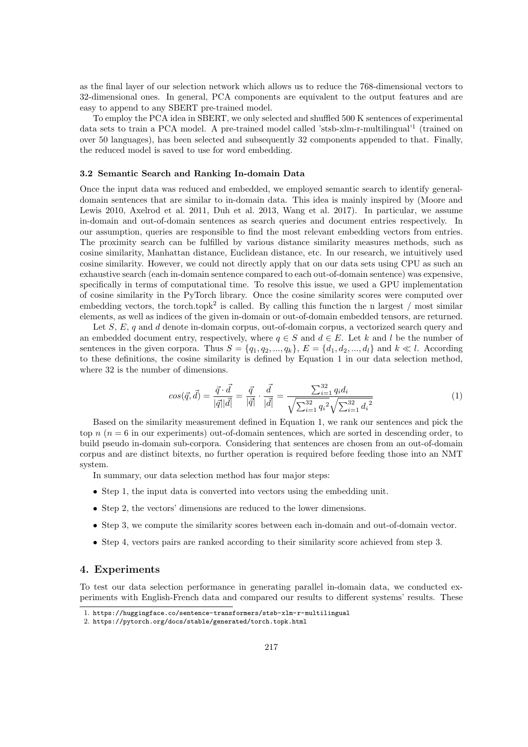as the final layer of our selection network which allows us to reduce the 768-dimensional vectors to 32-dimensional ones. In general, PCA components are equivalent to the output features and are easy to append to any SBERT pre-trained model.

To employ the PCA idea in SBERT, we only selected and shuffled 500 K sentences of experimental data sets to train a PCA model. A pre-trained model called 'stsb-xlm-r-multilingual'[1] (trained on over 50 languages), has been selected and subsequently 32 components appended to that. Finally, the reduced model is saved to use for word embedding.

### 3.2 Semantic Search and Ranking In-domain Data

Once the input data was reduced and embedded, we employed semantic search to identify general-domain sentences that are similar to in-domain data. This idea is mainly inspired by (Moore and Lewis 2010, Axelrod et al. 2011, Duh et al. 2013, Wang et al. 2017). In particular, we assume in-domain and out-of-domain sentences as search queries and document entries respectively. In our assumption, queries are responsible to find the most relevant embedding vectors from entries. The proximity search can be fulfilled by various distance similarity measures methods, such as cosine similarity, Manhattan distance, Euclidean distance, etc. In our research, we intuitively used cosine similarity. However, we could not directly apply that on our data sets using CPU as such an exhaustive search (each in-domain sentence compared to each out-of-domain sentence) was expensive, specifically in terms of computational time. To resolve this issue, we used a GPU implementation of cosine similarity in the PyTorch library. Once the cosine similarity scores were computed over embedding vectors, the torch.topk[2] is called. By calling this function the n largest / most similar elements, as well as indices of the given in-domain or out-of-domain embedded tensors, are returned.

Let $S$, $E$, $q$ and $d$ denote in-domain corpus, out-of-domain corpus, a vectorized search query and an embedded document entry, respectively, where $q \in S$ and $d \in E$. Let $k$ and $l$ be the number of sentences in the given corpora. Thus $S = \{q_1, q_2, ..., q_k\}$, $E = \{d_1, d_2, ..., d_l\}$ and $k \ll l$. According to these definitions, the cosine similarity is defined by Equation 1 in our data selection method, where 32 is the number of dimensions.

$$cos(\vec{q}, \vec{d}) = \frac{\vec{q} \cdot \vec{d}}{|\vec{q}||\vec{d}|} = \frac{\vec{q}}{|\vec{q}|} \cdot \frac{\vec{d}}{|\vec{d}|} = \frac{\sum_{i=1}^{32} q_i d_i}{\sqrt{\sum_{i=1}^{32} {q_i}^2}\sqrt{\sum_{i=1}^{32} {d_i}^2}} \tag{1}$$

Based on the similarity measurement defined in Equation 1, we rank our sentences and pick the top $n$ ($n = 6$ in our experiments) out-of-domain sentences, which are sorted in descending order, to build pseudo in-domain sub-corpora. Considering that sentences are chosen from an out-of-domain corpus and are distinct bitexts, no further operation is required before feeding those into an NMT system.

In summary, our data selection method has four major steps:

- Step 1, the input data is converted into vectors using the embedding unit.
- Step 2, the vectors' dimensions are reduced to the lower dimensions.
- Step 3, we compute the similarity scores between each in-domain and out-of-domain vector.
- Step 4, vectors pairs are ranked according to their similarity score achieved from step 3.

## 4. Experiments

To test our data selection performance in generating parallel in-domain data, we conducted experiments with English-French data and compared our results to different systems' results. These

1. https://huggingface.co/sentence-transformers/stsb-xlm-r-multilingual
2. https://pytorch.org/docs/stable/generated/torch.topk.html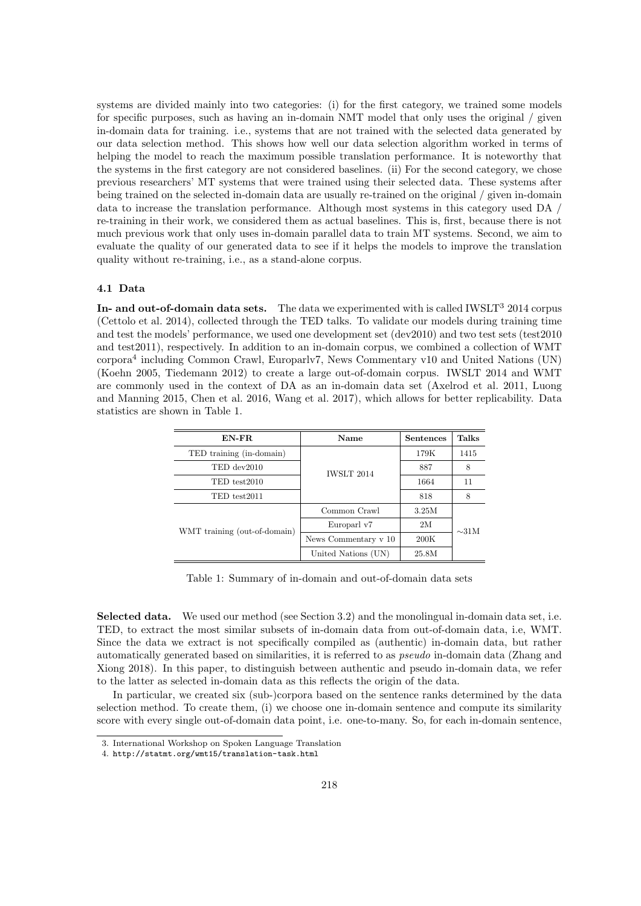systems are divided mainly into two categories: (i) for the first category, we trained some models for specific purposes, such as having an in-domain NMT model that only uses the original / given in-domain data for training. i.e., systems that are not trained with the selected data generated by our data selection method. This shows how well our data selection algorithm worked in terms of helping the model to reach the maximum possible translation performance. It is noteworthy that the systems in the first category are not considered baselines. (ii) For the second category, we chose previous researchers' MT systems that were trained using their selected data. These systems after being trained on the selected in-domain data are usually re-trained on the original / given in-domain data to increase the translation performance. Although most systems in this category used DA / re-training in their work, we considered them as actual baselines. This is, first, because there is not much previous work that only uses in-domain parallel data to train MT systems. Second, we aim to evaluate the quality of our generated data to see if it helps the models to improve the translation quality without re-training, i.e., as a stand-alone corpus.

### 4.1 Data

**In- and out-of-domain data sets.** The data we experimented with is called IWSLT[3] 2014 corpus (Cettolo et al. 2014), collected through the TED talks. To validate our models during training time and test the models' performance, we used one development set (dev2010) and two test sets (test2010 and test2011), respectively. In addition to an in-domain corpus, we combined a collection of WMT corpora[4] including Common Crawl, Europarlv7, News Commentary v10 and United Nations (UN) (Koehn 2005, Tiedemann 2012) to create a large out-of-domain corpus. IWSLT 2014 and WMT are commonly used in the context of DA as an in-domain data set (Axelrod et al. 2011, Luong and Manning 2015, Chen et al. 2016, Wang et al. 2017), which allows for better replicability. Data statistics are shown in Table 1.

| EN-FR | Name | Sentences | Talks |
|---|---|---|---|
| TED training (in-domain) | IWSLT 2014 | 179K | 1415 |
| TED dev2010 | | 887 | 8 |
| TED test2010 | | 1664 | 11 |
| TED test2011 | | 818 | 8 |
| WMT training (out-of-domain) | Common Crawl | 3.25M | ~31M |
| | Europarl v7 | 2M | |
| | News Commentary v 10 | 200K | |
| | United Nations (UN) | 25.8M | |

Table 1: Summary of in-domain and out-of-domain data sets

**Selected data.** We used our method (see Section 3.2) and the monolingual in-domain data set, i.e. TED, to extract the most similar subsets of in-domain data from out-of-domain data, i.e, WMT. Since the data we extract is not specifically compiled as (authentic) in-domain data, but rather automatically generated based on similarities, it is referred to as *pseudo* in-domain data (Zhang and Xiong 2018). In this paper, to distinguish between authentic and pseudo in-domain data, we refer to the latter as selected in-domain data as this reflects the origin of the data.

In particular, we created six (sub-)corpora based on the sentence ranks determined by the data selection method. To create them, (i) we choose one in-domain sentence and compute its similarity score with every single out-of-domain data point, i.e. one-to-many. So, for each in-domain sentence,

---

3. International Workshop on Spoken Language Translation
4. http://statmt.org/wmt15/translation-task.html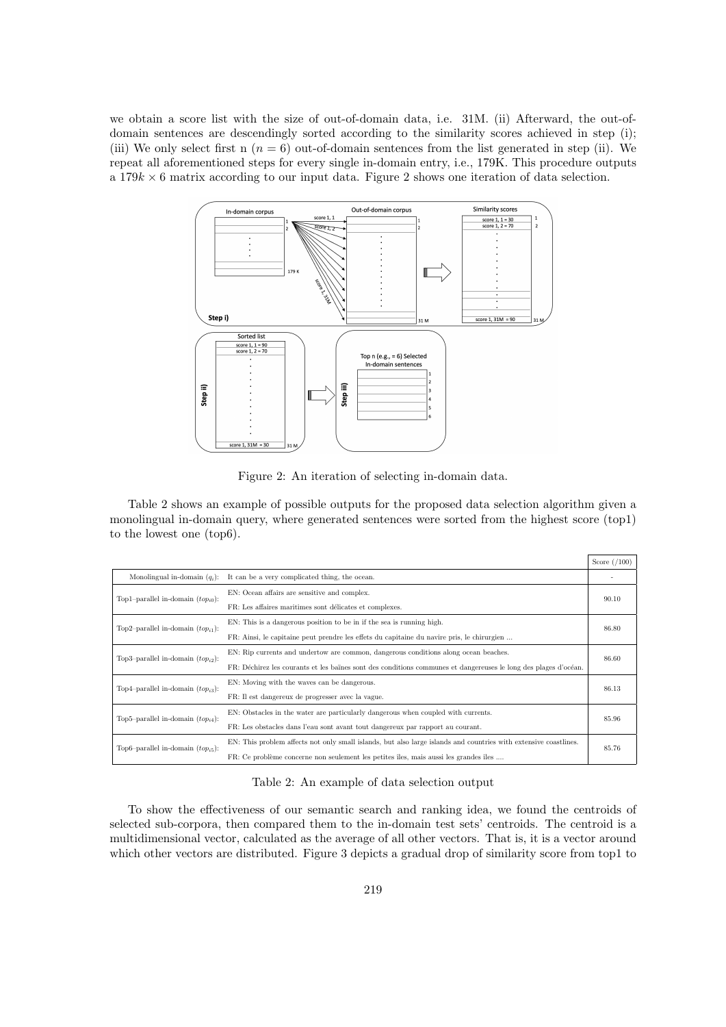we obtain a score list with the size of out-of-domain data, i.e. 31M. (ii) Afterward, the out-of-domain sentences are descendingly sorted according to the similarity scores achieved in step (i); (iii) We only select first n ($n = 6$) out-of-domain sentences from the list generated in step (ii). We repeat all aforementioned steps for every single in-domain entry, i.e., 179K. This procedure outputs a $179k \times 6$ matrix according to our input data. Figure 2 shows one iteration of data selection.

Figure 2: An iteration of selecting in-domain data.

Table 2 shows an example of possible outputs for the proposed data selection algorithm given a monolingual in-domain query, where generated sentences were sorted from the highest score (top1) to the lowest one (top6).

| | | Score (/100) |
|---|---|---|
| Monolingual in-domain ($q_i$): | It can be a very complicated thing, the ocean. | - |
| Top1–parallel in-domain ($top_{i0}$): | EN: Ocean affairs are sensitive and complex.<br>FR: Les affaires maritimes sont délicates et complexes. | 90.10 |
| Top2–parallel in-domain ($top_{i1}$): | EN: This is a dangerous position to be in if the sea is running high.<br>FR: Ainsi, le capitaine peut prendre les effets du capitaine du navire pris, le chirurgien ... | 86.80 |
| Top3–parallel in-domain ($top_{i2}$): | EN: Rip currents and undertow are common, dangerous conditions along ocean beaches.<br>FR: Déchirez les courants et les baïnes sont des conditions communes et dangereuses le long des plages d'océan. | 86.60 |
| Top4–parallel in-domain ($top_{i3}$): | EN: Moving with the waves can be dangerous.<br>FR: Il est dangereux de progresser avec la vague. | 86.13 |
| Top5–parallel in-domain ($top_{i4}$): | EN: Obstacles in the water are particularly dangerous when coupled with currents.<br>FR: Les obstacles dans l'eau sont avant tout dangereux par rapport au courant. | 85.96 |
| Top6–parallel in-domain ($top_{i5}$): | EN: This problem affects not only small islands, but also large islands and countries with extensive coastlines.<br>FR: Ce problème concerne non seulement les petites îles, mais aussi les grandes îles .... | 85.76 |

Table 2: An example of data selection output

To show the effectiveness of our semantic search and ranking idea, we found the centroids of selected sub-corpora, then compared them to the in-domain test sets' centroids. The centroid is a multidimensional vector, calculated as the average of all other vectors. That is, it is a vector around which other vectors are distributed. Figure 3 depicts a gradual drop of similarity score from top1 to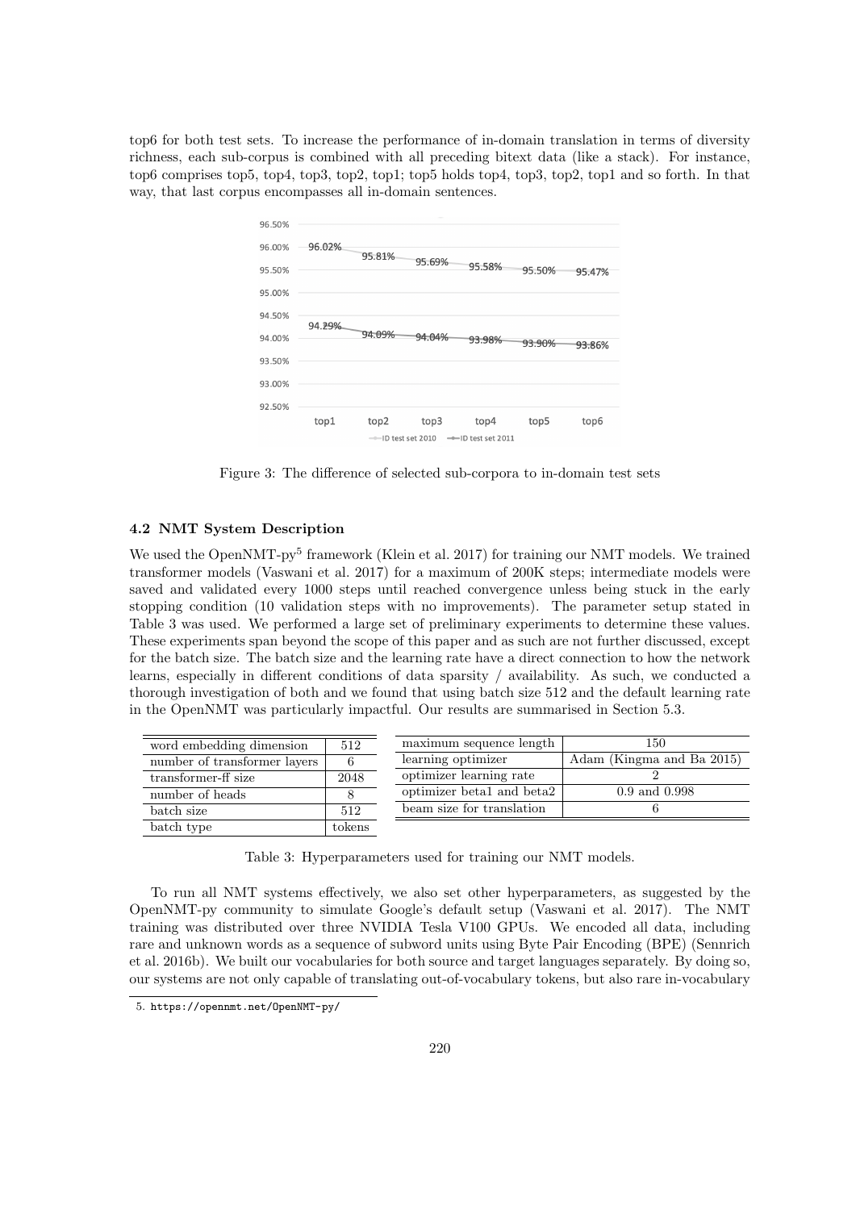top6 for both test sets. To increase the performance of in-domain translation in terms of diversity richness, each sub-corpus is combined with all preceding bitext data (like a stack). For instance, top6 comprises top5, top4, top3, top2, top1; top5 holds top4, top3, top2, top1 and so forth. In that way, that last corpus encompasses all in-domain sentences.

Figure 3: The difference of selected sub-corpora to in-domain test sets

### 4.2 NMT System Description

We used the OpenNMT-py[5] framework (Klein et al. 2017) for training our NMT models. We trained transformer models (Vaswani et al. 2017) for a maximum of 200K steps; intermediate models were saved and validated every 1000 steps until reached convergence unless being stuck in the early stopping condition (10 validation steps with no improvements). The parameter setup stated in Table 3 was used. We performed a large set of preliminary experiments to determine these values. These experiments span beyond the scope of this paper and as such are not further discussed, except for the batch size. The batch size and the learning rate have a direct connection to how the network learns, especially in different conditions of data sparsity / availability. As such, we conducted a thorough investigation of both and we found that using batch size 512 and the default learning rate in the OpenNMT was particularly impactful. Our results are summarised in Section 5.3.

| | |
|---|---|
| word embedding dimension | 512 |
| number of transformer layers | 6 |
| transformer-ff size | 2048 |
| number of heads | 8 |
| batch size | 512 |
| batch type | tokens |

| | |
|---|---|
| maximum sequence length | 150 |
| learning optimizer | Adam (Kingma and Ba 2015) |
| optimizer learning rate | 2 |
| optimizer beta1 and beta2 | 0.9 and 0.998 |
| beam size for translation | 6 |

Table 3: Hyperparameters used for training our NMT models.

To run all NMT systems effectively, we also set other hyperparameters, as suggested by the OpenNMT-py community to simulate Google's default setup (Vaswani et al. 2017). The NMT training was distributed over three NVIDIA Tesla V100 GPUs. We encoded all data, including rare and unknown words as a sequence of subword units using Byte Pair Encoding (BPE) (Sennrich et al. 2016b). We built our vocabularies for both source and target languages separately. By doing so, our systems are not only capable of translating out-of-vocabulary tokens, but also rare in-vocabulary

5. https://opennmt.net/OpenNMT-py/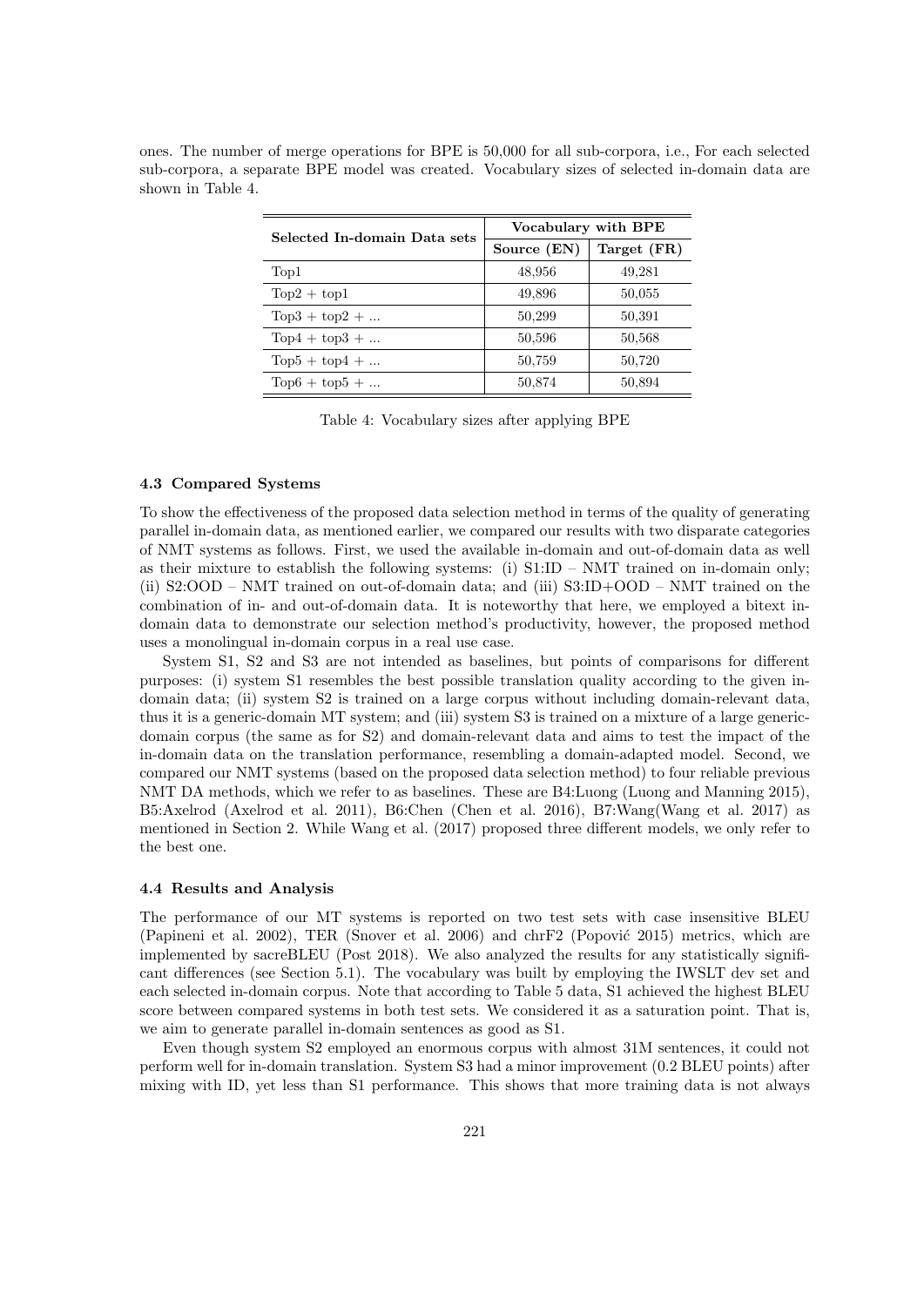ones. The number of merge operations for BPE is 50,000 for all sub-corpora, i.e., For each selected sub-corpora, a separate BPE model was created. Vocabulary sizes of selected in-domain data are shown in Table 4.

| Selected In-domain Data sets | Vocabulary with BPE | |
|---|---|---|
| | **Source (EN)** | **Target (FR)** |
| Top1 | 48,956 | 49,281 |
| Top2 + top1 | 49,896 | 50,055 |
| Top3 + top2 + ... | 50,299 | 50,391 |
| Top4 + top3 + ... | 50,596 | 50,568 |
| Top5 + top4 + ... | 50,759 | 50,720 |
| Top6 + top5 + ... | 50,874 | 50,894 |

Table 4: Vocabulary sizes after applying BPE

### 4.3 Compared Systems

To show the effectiveness of the proposed data selection method in terms of the quality of generating parallel in-domain data, as mentioned earlier, we compared our results with two disparate categories of NMT systems as follows. First, we used the available in-domain and out-of-domain data as well as their mixture to establish the following systems: (i) S1:ID – NMT trained on in-domain only; (ii) S2:OOD – NMT trained on out-of-domain data; and (iii) S3:ID+OOD – NMT trained on the combination of in- and out-of-domain data. It is noteworthy that here, we employed a bitext in-domain data to demonstrate our selection method's productivity, however, the proposed method uses a monolingual in-domain corpus in a real use case.

System S1, S2 and S3 are not intended as baselines, but points of comparisons for different purposes: (i) system S1 resembles the best possible translation quality according to the given in-domain data; (ii) system S2 is trained on a large corpus without including domain-relevant data, thus it is a generic-domain MT system; and (iii) system S3 is trained on a mixture of a large generic-domain corpus (the same as for S2) and domain-relevant data and aims to test the impact of the in-domain data on the translation performance, resembling a domain-adapted model. Second, we compared our NMT systems (based on the proposed data selection method) to four reliable previous NMT DA methods, which we refer to as baselines. These are B4:Luong (Luong and Manning 2015), B5:Axelrod (Axelrod et al. 2011), B6:Chen (Chen et al. 2016), B7:Wang(Wang et al. 2017) as mentioned in Section 2. While Wang et al. (2017) proposed three different models, we only refer to the best one.

### 4.4 Results and Analysis

The performance of our MT systems is reported on two test sets with case insensitive BLEU (Papineni et al. 2002), TER (Snover et al. 2006) and chrF2 (Popović 2015) metrics, which are implemented by sacreBLEU (Post 2018). We also analyzed the results for any statistically significant differences (see Section 5.1). The vocabulary was built by employing the IWSLT dev set and each selected in-domain corpus. Note that according to Table 5 data, S1 achieved the highest BLEU score between compared systems in both test sets. We considered it as a saturation point. That is, we aim to generate parallel in-domain sentences as good as S1.

Even though system S2 employed an enormous corpus with almost 31M sentences, it could not perform well for in-domain translation. System S3 had a minor improvement (0.2 BLEU points) after mixing with ID, yet less than S1 performance. This shows that more training data is not always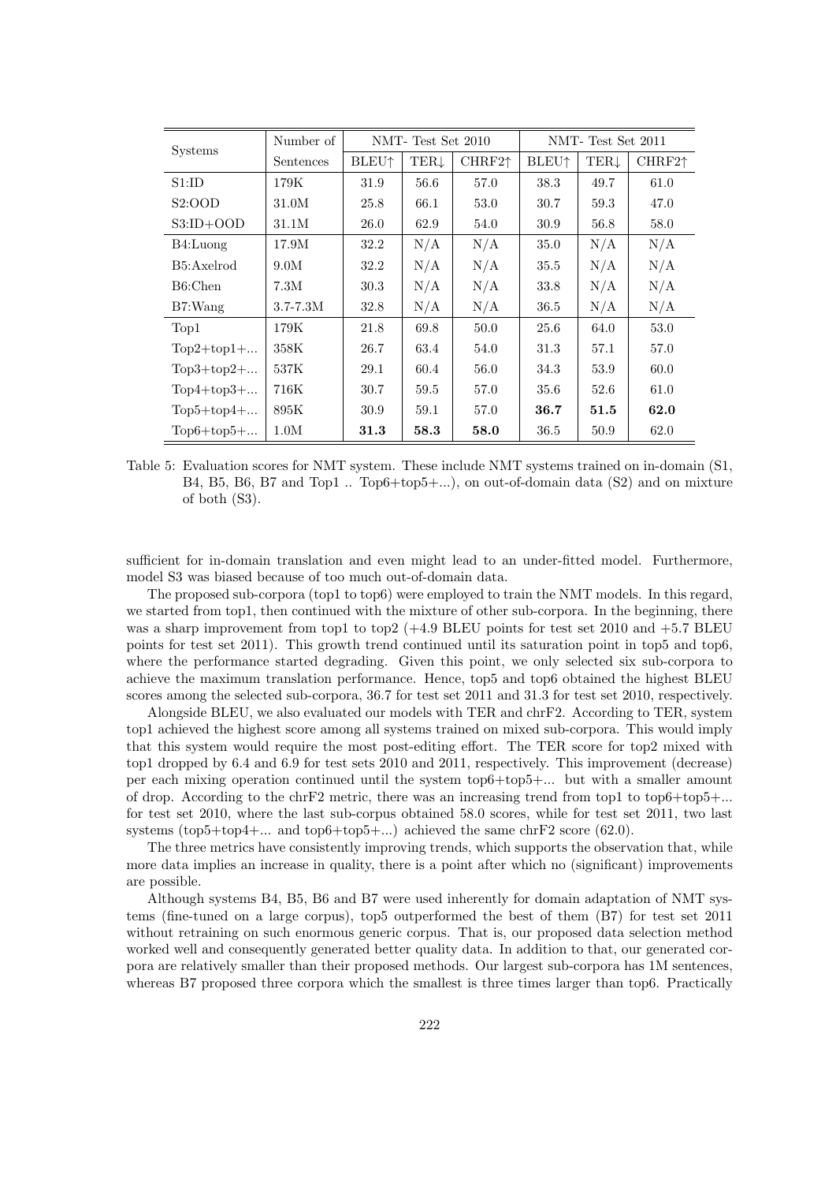| Systems | Number of Sentences | NMT- Test Set 2010 | | | NMT- Test Set 2011 | | |
|---|---|---|---|---|---|---|---|
| | | BLEU↑ | TER↓ | CHRF2↑ | BLEU↑ | TER↓ | CHRF2↑ |
| S1:ID | 179K | 31.9 | 56.6 | 57.0 | 38.3 | 49.7 | 61.0 |
| S2:OOD | 31.0M | 25.8 | 66.1 | 53.0 | 30.7 | 59.3 | 47.0 |
| S3:ID+OOD | 31.1M | 26.0 | 62.9 | 54.0 | 30.9 | 56.8 | 58.0 |
| B4:Luong | 17.9M | 32.2 | N/A | N/A | 35.0 | N/A | N/A |
| B5:Axelrod | 9.0M | 32.2 | N/A | N/A | 35.5 | N/A | N/A |
| B6:Chen | 7.3M | 30.3 | N/A | N/A | 33.8 | N/A | N/A |
| B7:Wang | 3.7-7.3M | 32.8 | N/A | N/A | 36.5 | N/A | N/A |
| Top1 | 179K | 21.8 | 69.8 | 50.0 | 25.6 | 64.0 | 53.0 |
| Top2+top1+... | 358K | 26.7 | 63.4 | 54.0 | 31.3 | 57.1 | 57.0 |
| Top3+top2+... | 537K | 29.1 | 60.4 | 56.0 | 34.3 | 53.9 | 60.0 |
| Top4+top3+... | 716K | 30.7 | 59.5 | 57.0 | 35.6 | 52.6 | 61.0 |
| Top5+top4+... | 895K | 30.9 | 59.1 | 57.0 | **36.7** | **51.5** | **62.0** |
| Top6+top5+... | 1.0M | **31.3** | **58.3** | **58.0** | 36.5 | 50.9 | 62.0 |

Table 5: Evaluation scores for NMT system. These include NMT systems trained on in-domain (S1, B4, B5, B6, B7 and Top1 .. Top6+top5+...), on out-of-domain data (S2) and on mixture of both (S3).

sufficient for in-domain translation and even might lead to an under-fitted model. Furthermore, model S3 was biased because of too much out-of-domain data.

The proposed sub-corpora (top1 to top6) were employed to train the NMT models. In this regard, we started from top1, then continued with the mixture of other sub-corpora. In the beginning, there was a sharp improvement from top1 to top2 (+4.9 BLEU points for test set 2010 and +5.7 BLEU points for test set 2011). This growth trend continued until its saturation point in top5 and top6, where the performance started degrading. Given this point, we only selected six sub-corpora to achieve the maximum translation performance. Hence, top5 and top6 obtained the highest BLEU scores among the selected sub-corpora, 36.7 for test set 2011 and 31.3 for test set 2010, respectively.

Alongside BLEU, we also evaluated our models with TER and chrF2. According to TER, system top1 achieved the highest score among all systems trained on mixed sub-corpora. This would imply that this system would require the most post-editing effort. The TER score for top2 mixed with top1 dropped by 6.4 and 6.9 for test sets 2010 and 2011, respectively. This improvement (decrease) per each mixing operation continued until the system top6+top5+... but with a smaller amount of drop. According to the chrF2 metric, there was an increasing trend from top1 to top6+top5+... for test set 2010, where the last sub-corpus obtained 58.0 scores, while for test set 2011, two last systems (top5+top4+... and top6+top5+...) achieved the same chrF2 score (62.0).

The three metrics have consistently improving trends, which supports the observation that, while more data implies an increase in quality, there is a point after which no (significant) improvements are possible.

Although systems B4, B5, B6 and B7 were used inherently for domain adaptation of NMT systems (fine-tuned on a large corpus), top5 outperformed the best of them (B7) for test set 2011 without retraining on such enormous generic corpus. That is, our proposed data selection method worked well and consequently generated better quality data. In addition to that, our generated corpora are relatively smaller than their proposed methods. Our largest sub-corpora has 1M sentences, whereas B7 proposed three corpora which the smallest is three times larger than top6. Practically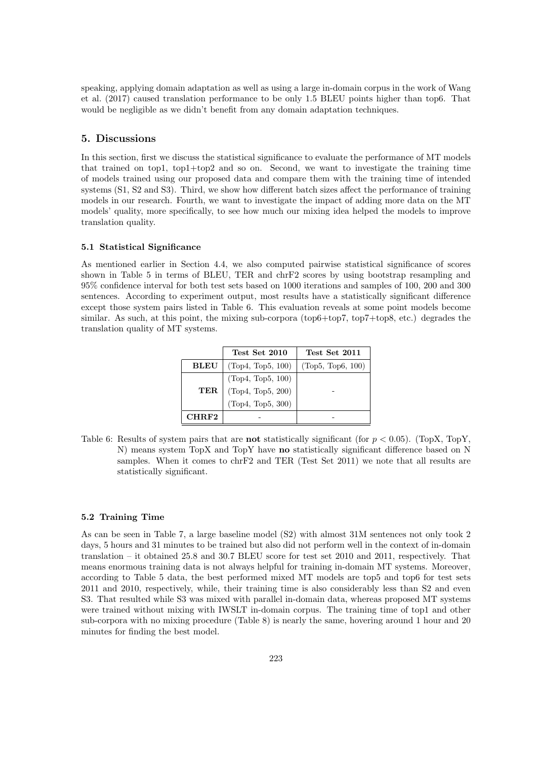speaking, applying domain adaptation as well as using a large in-domain corpus in the work of Wang et al. (2017) caused translation performance to be only 1.5 BLEU points higher than top6. That would be negligible as we didn't benefit from any domain adaptation techniques.

## 5. Discussions

In this section, first we discuss the statistical significance to evaluate the performance of MT models that trained on top1, top1+top2 and so on. Second, we want to investigate the training time of models trained using our proposed data and compare them with the training time of intended systems (S1, S2 and S3). Third, we show how different batch sizes affect the performance of training models in our research. Fourth, we want to investigate the impact of adding more data on the MT models' quality, more specifically, to see how much our mixing idea helped the models to improve translation quality.

### 5.1 Statistical Significance

As mentioned earlier in Section 4.4, we also computed pairwise statistical significance of scores shown in Table 5 in terms of BLEU, TER and chrF2 scores by using bootstrap resampling and 95% confidence interval for both test sets based on 1000 iterations and samples of 100, 200 and 300 sentences. According to experiment output, most results have a statistically significant difference except those system pairs listed in Table 6. This evaluation reveals at some point models become similar. As such, at this point, the mixing sub-corpora (top6+top7, top7+top8, etc.) degrades the translation quality of MT systems.

| | Test Set 2010 | Test Set 2011 |
|---|---|---|
| **BLEU** | (Top4, Top5, 100) | (Top5, Top6, 100) |
| **TER** | (Top4, Top5, 100)<br>(Top4, Top5, 200)<br>(Top4, Top5, 300) | - |
| **CHRF2** | - | - |

Table 6: Results of system pairs that are **not** statistically significant (for $p < 0.05$). (TopX, TopY, N) means system TopX and TopY have **no** statistically significant difference based on N samples. When it comes to chrF2 and TER (Test Set 2011) we note that all results are statistically significant.

### 5.2 Training Time

As can be seen in Table 7, a large baseline model (S2) with almost 31M sentences not only took 2 days, 5 hours and 31 minutes to be trained but also did not perform well in the context of in-domain translation – it obtained 25.8 and 30.7 BLEU score for test set 2010 and 2011, respectively. That means enormous training data is not always helpful for training in-domain MT systems. Moreover, according to Table 5 data, the best performed mixed MT models are top5 and top6 for test sets 2011 and 2010, respectively, while, their training time is also considerably less than S2 and even S3. That resulted while S3 was mixed with parallel in-domain data, whereas proposed MT systems were trained without mixing with IWSLT in-domain corpus. The training time of top1 and other sub-corpora with no mixing procedure (Table 8) is nearly the same, hovering around 1 hour and 20 minutes for finding the best model.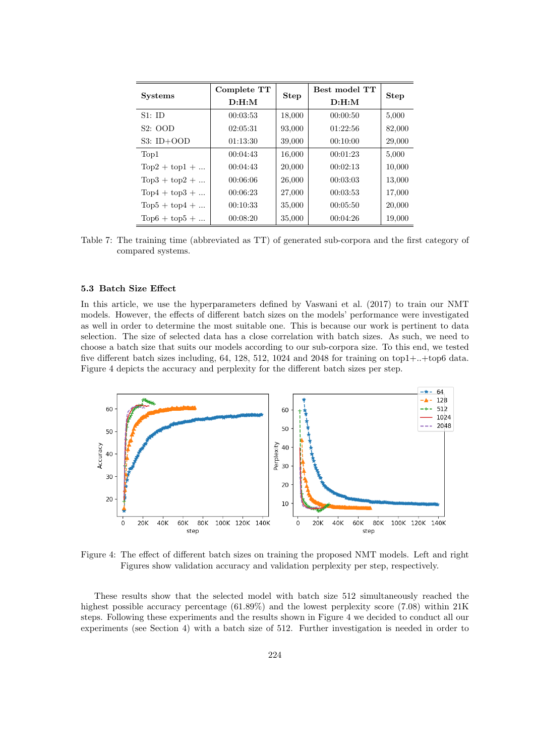| Systems | Complete TT D:H:M | Step | Best model TT D:H:M | Step |
|---|---|---|---|---|
| S1: ID | 00:03:53 | 18,000 | 00:00:50 | 5,000 |
| S2: OOD | 02:05:31 | 93,000 | 01:22:56 | 82,000 |
| S3: ID+OOD | 01:13:30 | 39,000 | 00:10:00 | 29,000 |
| Top1 | 00:04:43 | 16,000 | 00:01:23 | 5,000 |
| Top2 + top1 + ... | 00:04:43 | 20,000 | 00:02:13 | 10,000 |
| Top3 + top2 + ... | 00:06:06 | 26,000 | 00:03:03 | 13,000 |
| Top4 + top3 + ... | 00:06:23 | 27,000 | 00:03:53 | 17,000 |
| Top5 + top4 + ... | 00:10:33 | 35,000 | 00:05:50 | 20,000 |
| Top6 + top5 + ... | 00:08:20 | 35,000 | 00:04:26 | 19,000 |

Table 7: The training time (abbreviated as TT) of generated sub-corpora and the first category of compared systems.

### 5.3 Batch Size Effect

In this article, we use the hyperparameters defined by Vaswani et al. (2017) to train our NMT models. However, the effects of different batch sizes on the models' performance were investigated as well in order to determine the most suitable one. This is because our work is pertinent to data selection. The size of selected data has a close correlation with batch sizes. As such, we need to choose a batch size that suits our models according to our sub-corpora size. To this end, we tested five different batch sizes including, 64, 128, 512, 1024 and 2048 for training on top1+..+top6 data. Figure 4 depicts the accuracy and perplexity for the different batch sizes per step.

Figure 4: The effect of different batch sizes on training the proposed NMT models. Left and right Figures show validation accuracy and validation perplexity per step, respectively.

These results show that the selected model with batch size 512 simultaneously reached the highest possible accuracy percentage (61.89%) and the lowest perplexity score (7.08) within 21K steps. Following these experiments and the results shown in Figure 4 we decided to conduct all our experiments (see Section 4) with a batch size of 512. Further investigation is needed in order to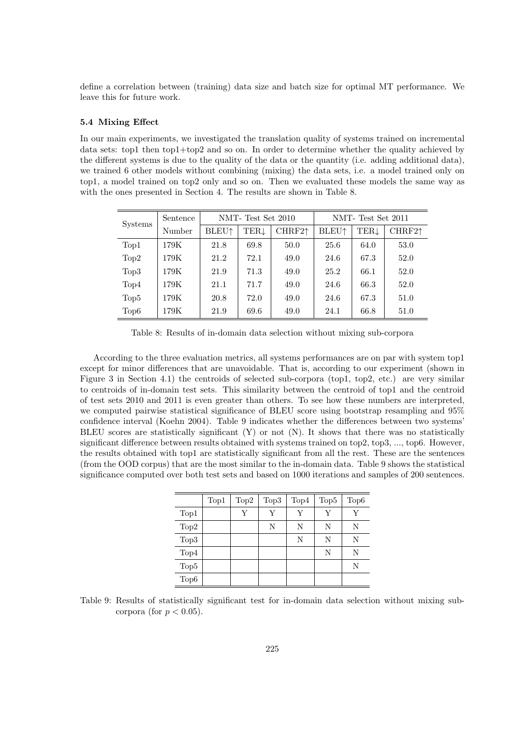define a correlation between (training) data size and batch size for optimal MT performance. We leave this for future work.

### 5.4 Mixing Effect

In our main experiments, we investigated the translation quality of systems trained on incremental data sets: top1 then top1+top2 and so on. In order to determine whether the quality achieved by the different systems is due to the quality of the data or the quantity (i.e. adding additional data), we trained 6 other models without combining (mixing) the data sets, i.e. a model trained only on top1, a model trained on top2 only and so on. Then we evaluated these models the same way as with the ones presented in Section 4. The results are shown in Table 8.

| Systems | Sentence Number | NMT- Test Set 2010 | | | NMT- Test Set 2011 | | |
|---|---|---|---|---|---|---|---|
| | | BLEU↑ | TER↓ | CHRF2↑ | BLEU↑ | TER↓ | CHRF2↑ |
| Top1 | 179K | 21.8 | 69.8 | 50.0 | 25.6 | 64.0 | 53.0 |
| Top2 | 179K | 21.2 | 72.1 | 49.0 | 24.6 | 67.3 | 52.0 |
| Top3 | 179K | 21.9 | 71.3 | 49.0 | 25.2 | 66.1 | 52.0 |
| Top4 | 179K | 21.1 | 71.7 | 49.0 | 24.6 | 66.3 | 52.0 |
| Top5 | 179K | 20.8 | 72.0 | 49.0 | 24.6 | 67.3 | 51.0 |
| Top6 | 179K | 21.9 | 69.6 | 49.0 | 24.1 | 66.8 | 51.0 |

Table 8: Results of in-domain data selection without mixing sub-corpora

According to the three evaluation metrics, all systems performances are on par with system top1 except for minor differences that are unavoidable. That is, according to our experiment (shown in Figure 3 in Section 4.1) the centroids of selected sub-corpora (top1, top2, etc.) are very similar to centroids of in-domain test sets. This similarity between the centroid of top1 and the centroid of test sets 2010 and 2011 is even greater than others. To see how these numbers are interpreted, we computed pairwise statistical significance of BLEU score using bootstrap resampling and 95% confidence interval (Koehn 2004). Table 9 indicates whether the differences between two systems' BLEU scores are statistically significant (Y) or not (N). It shows that there was no statistically significant difference between results obtained with systems trained on top2, top3, ..., top6. However, the results obtained with top1 are statistically significant from all the rest. These are the sentences (from the OOD corpus) that are the most similar to the in-domain data. Table 9 shows the statistical significance computed over both test sets and based on 1000 iterations and samples of 200 sentences.

| | Top1 | Top2 | Top3 | Top4 | Top5 | Top6 |
|---|---|---|---|---|---|---|
| Top1 | | Y | Y | Y | Y | Y |
| Top2 | | | N | N | N | N |
| Top3 | | | | N | N | N |
| Top4 | | | | | N | N |
| Top5 | | | | | | N |
| Top6 | | | | | | |

Table 9: Results of statistically significant test for in-domain data selection without mixing sub-corpora (for $p < 0.05$).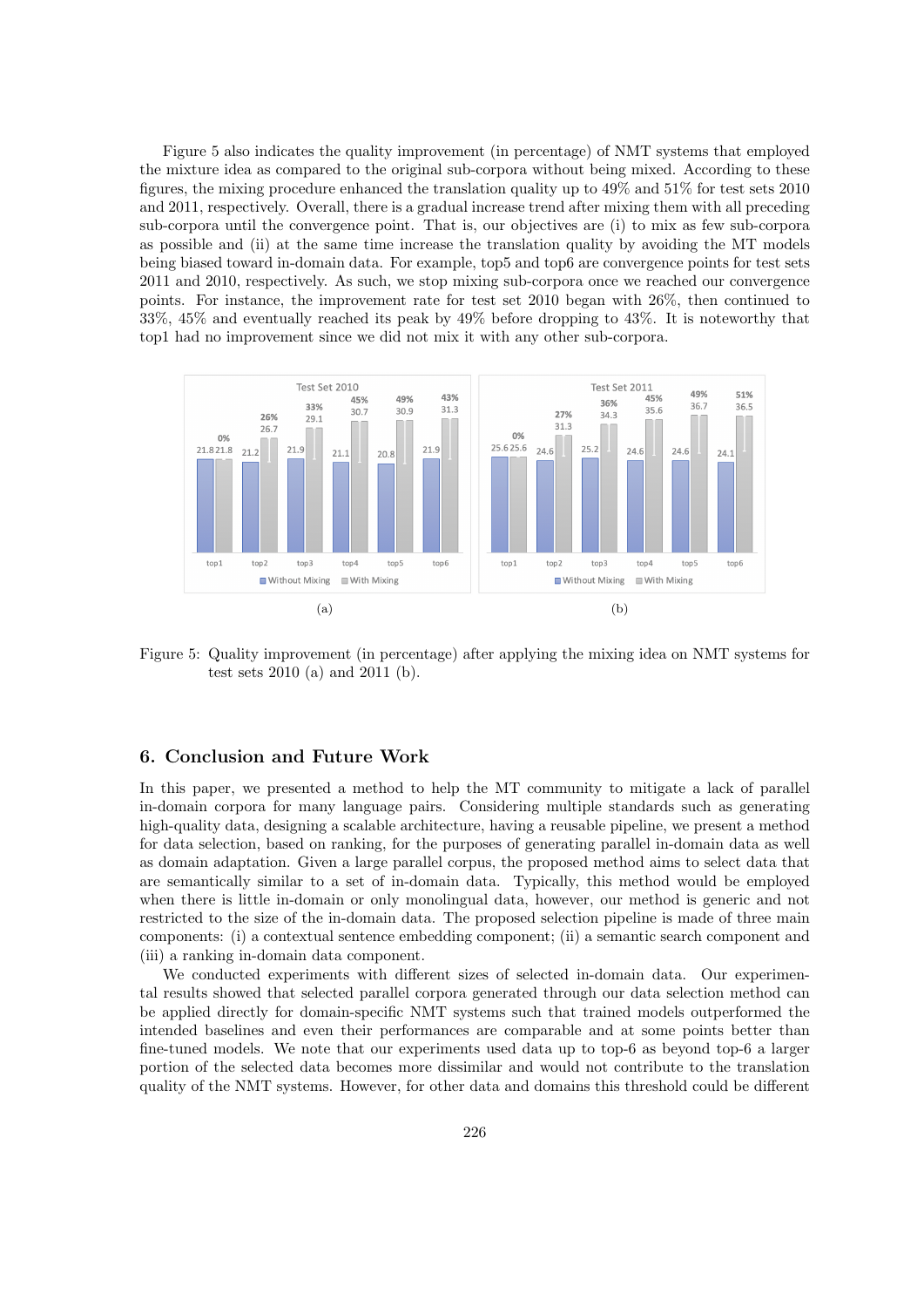Figure 5 also indicates the quality improvement (in percentage) of NMT systems that employed the mixture idea as compared to the original sub-corpora without being mixed. According to these figures, the mixing procedure enhanced the translation quality up to 49% and 51% for test sets 2010 and 2011, respectively. Overall, there is a gradual increase trend after mixing them with all preceding sub-corpora until the convergence point. That is, our objectives are (i) to mix as few sub-corpora as possible and (ii) at the same time increase the translation quality by avoiding the MT models being biased toward in-domain data. For example, top5 and top6 are convergence points for test sets 2011 and 2010, respectively. As such, we stop mixing sub-corpora once we reached our convergence points. For instance, the improvement rate for test set 2010 began with 26%, then continued to 33%, 45% and eventually reached its peak by 49% before dropping to 43%. It is noteworthy that top1 had no improvement since we did not mix it with any other sub-corpora.

Figure 5: Quality improvement (in percentage) after applying the mixing idea on NMT systems for test sets 2010 (a) and 2011 (b).

## 6. Conclusion and Future Work

In this paper, we presented a method to help the MT community to mitigate a lack of parallel in-domain corpora for many language pairs. Considering multiple standards such as generating high-quality data, designing a scalable architecture, having a reusable pipeline, we present a method for data selection, based on ranking, for the purposes of generating parallel in-domain data as well as domain adaptation. Given a large parallel corpus, the proposed method aims to select data that are semantically similar to a set of in-domain data. Typically, this method would be employed when there is little in-domain or only monolingual data, however, our method is generic and not restricted to the size of the in-domain data. The proposed selection pipeline is made of three main components: (i) a contextual sentence embedding component; (ii) a semantic search component and (iii) a ranking in-domain data component.

We conducted experiments with different sizes of selected in-domain data. Our experimental results showed that selected parallel corpora generated through our data selection method can be applied directly for domain-specific NMT systems such that trained models outperformed the intended baselines and even their performances are comparable and at some points better than fine-tuned models. We note that our experiments used data up to top-6 as beyond top-6 a larger portion of the selected data becomes more dissimilar and would not contribute to the translation quality of the NMT systems. However, for other data and domains this threshold could be different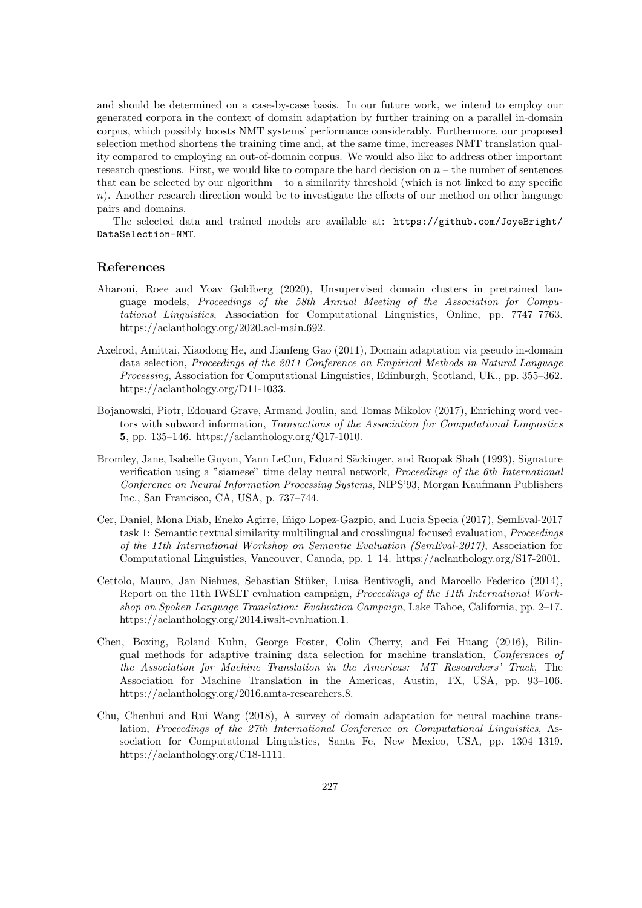and should be determined on a case-by-case basis. In our future work, we intend to employ our generated corpora in the context of domain adaptation by further training on a parallel in-domain corpus, which possibly boosts NMT systems' performance considerably. Furthermore, our proposed selection method shortens the training time and, at the same time, increases NMT translation quality compared to employing an out-of-domain corpus. We would also like to address other important research questions. First, we would like to compare the hard decision on $n$ – the number of sentences that can be selected by our algorithm – to a similarity threshold (which is not linked to any specific $n$). Another research direction would be to investigate the effects of our method on other language pairs and domains.

The selected data and trained models are available at: `https://github.com/JoyeBright/DataSelection-NMT`.

## References

Aharoni, Roee and Yoav Goldberg (2020), Unsupervised domain clusters in pretrained language models, *Proceedings of the 58th Annual Meeting of the Association for Computational Linguistics*, Association for Computational Linguistics, Online, pp. 7747–7763. https://aclanthology.org/2020.acl-main.692.

Axelrod, Amittai, Xiaodong He, and Jianfeng Gao (2011), Domain adaptation via pseudo in-domain data selection, *Proceedings of the 2011 Conference on Empirical Methods in Natural Language Processing*, Association for Computational Linguistics, Edinburgh, Scotland, UK., pp. 355–362. https://aclanthology.org/D11-1033.

Bojanowski, Piotr, Edouard Grave, Armand Joulin, and Tomas Mikolov (2017), Enriching word vectors with subword information, *Transactions of the Association for Computational Linguistics* **5**, pp. 135–146. https://aclanthology.org/Q17-1010.

Bromley, Jane, Isabelle Guyon, Yann LeCun, Eduard Säckinger, and Roopak Shah (1993), Signature verification using a "siamese" time delay neural network, *Proceedings of the 6th International Conference on Neural Information Processing Systems*, NIPS'93, Morgan Kaufmann Publishers Inc., San Francisco, CA, USA, p. 737–744.

Cer, Daniel, Mona Diab, Eneko Agirre, Iñigo Lopez-Gazpio, and Lucia Specia (2017), SemEval-2017 task 1: Semantic textual similarity multilingual and crosslingual focused evaluation, *Proceedings of the 11th International Workshop on Semantic Evaluation (SemEval-2017)*, Association for Computational Linguistics, Vancouver, Canada, pp. 1–14. https://aclanthology.org/S17-2001.

Cettolo, Mauro, Jan Niehues, Sebastian Stüker, Luisa Bentivogli, and Marcello Federico (2014), Report on the 11th IWSLT evaluation campaign, *Proceedings of the 11th International Workshop on Spoken Language Translation: Evaluation Campaign*, Lake Tahoe, California, pp. 2–17. https://aclanthology.org/2014.iwslt-evaluation.1.

Chen, Boxing, Roland Kuhn, George Foster, Colin Cherry, and Fei Huang (2016), Bilingual methods for adaptive training data selection for machine translation, *Conferences of the Association for Machine Translation in the Americas: MT Researchers' Track*, The Association for Machine Translation in the Americas, Austin, TX, USA, pp. 93–106. https://aclanthology.org/2016.amta-researchers.8.

Chu, Chenhui and Rui Wang (2018), A survey of domain adaptation for neural machine translation, *Proceedings of the 27th International Conference on Computational Linguistics*, Association for Computational Linguistics, Santa Fe, New Mexico, USA, pp. 1304–1319. https://aclanthology.org/C18-1111.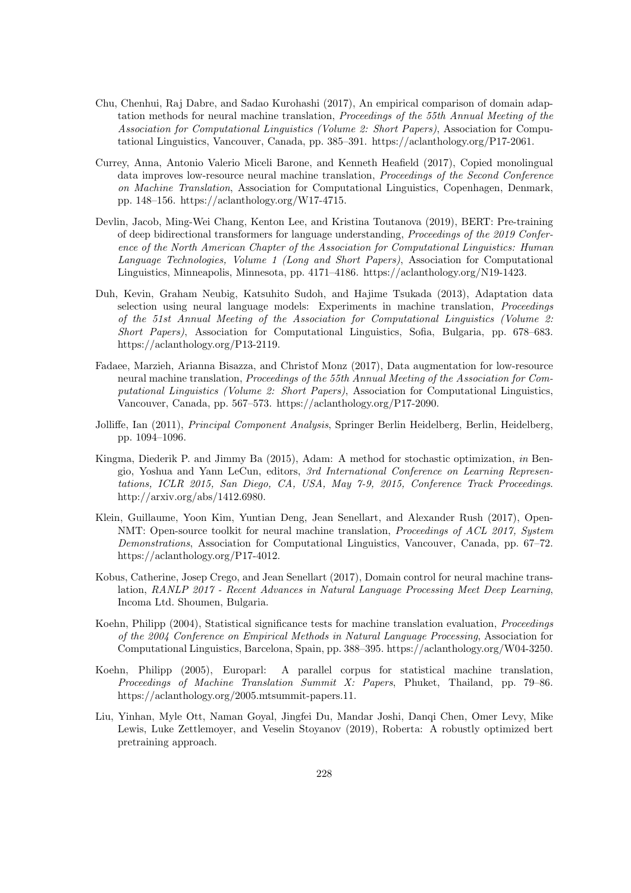Chu, Chenhui, Raj Dabre, and Sadao Kurohashi (2017), An empirical comparison of domain adaptation methods for neural machine translation, *Proceedings of the 55th Annual Meeting of the Association for Computational Linguistics (Volume 2: Short Papers)*, Association for Computational Linguistics, Vancouver, Canada, pp. 385–391. https://aclanthology.org/P17-2061.

Currey, Anna, Antonio Valerio Miceli Barone, and Kenneth Heafield (2017), Copied monolingual data improves low-resource neural machine translation, *Proceedings of the Second Conference on Machine Translation*, Association for Computational Linguistics, Copenhagen, Denmark, pp. 148–156. https://aclanthology.org/W17-4715.

Devlin, Jacob, Ming-Wei Chang, Kenton Lee, and Kristina Toutanova (2019), BERT: Pre-training of deep bidirectional transformers for language understanding, *Proceedings of the 2019 Conference of the North American Chapter of the Association for Computational Linguistics: Human Language Technologies, Volume 1 (Long and Short Papers)*, Association for Computational Linguistics, Minneapolis, Minnesota, pp. 4171–4186. https://aclanthology.org/N19-1423.

Duh, Kevin, Graham Neubig, Katsuhito Sudoh, and Hajime Tsukada (2013), Adaptation data selection using neural language models: Experiments in machine translation, *Proceedings of the 51st Annual Meeting of the Association for Computational Linguistics (Volume 2: Short Papers)*, Association for Computational Linguistics, Sofia, Bulgaria, pp. 678–683. https://aclanthology.org/P13-2119.

Fadaee, Marzieh, Arianna Bisazza, and Christof Monz (2017), Data augmentation for low-resource neural machine translation, *Proceedings of the 55th Annual Meeting of the Association for Computational Linguistics (Volume 2: Short Papers)*, Association for Computational Linguistics, Vancouver, Canada, pp. 567–573. https://aclanthology.org/P17-2090.

Jolliffe, Ian (2011), *Principal Component Analysis*, Springer Berlin Heidelberg, Berlin, Heidelberg, pp. 1094–1096.

Kingma, Diederik P. and Jimmy Ba (2015), Adam: A method for stochastic optimization, *in* Bengio, Yoshua and Yann LeCun, editors, *3rd International Conference on Learning Representations, ICLR 2015, San Diego, CA, USA, May 7-9, 2015, Conference Track Proceedings*. http://arxiv.org/abs/1412.6980.

Klein, Guillaume, Yoon Kim, Yuntian Deng, Jean Senellart, and Alexander Rush (2017), OpenNMT: Open-source toolkit for neural machine translation, *Proceedings of ACL 2017, System Demonstrations*, Association for Computational Linguistics, Vancouver, Canada, pp. 67–72. https://aclanthology.org/P17-4012.

Kobus, Catherine, Josep Crego, and Jean Senellart (2017), Domain control for neural machine translation, *RANLP 2017 - Recent Advances in Natural Language Processing Meet Deep Learning*, Incoma Ltd. Shoumen, Bulgaria.

Koehn, Philipp (2004), Statistical significance tests for machine translation evaluation, *Proceedings of the 2004 Conference on Empirical Methods in Natural Language Processing*, Association for Computational Linguistics, Barcelona, Spain, pp. 388–395. https://aclanthology.org/W04-3250.

Koehn, Philipp (2005), Europarl: A parallel corpus for statistical machine translation, *Proceedings of Machine Translation Summit X: Papers*, Phuket, Thailand, pp. 79–86. https://aclanthology.org/2005.mtsummit-papers.11.

Liu, Yinhan, Myle Ott, Naman Goyal, Jingfei Du, Mandar Joshi, Danqi Chen, Omer Levy, Mike Lewis, Luke Zettlemoyer, and Veselin Stoyanov (2019), Roberta: A robustly optimized bert pretraining approach.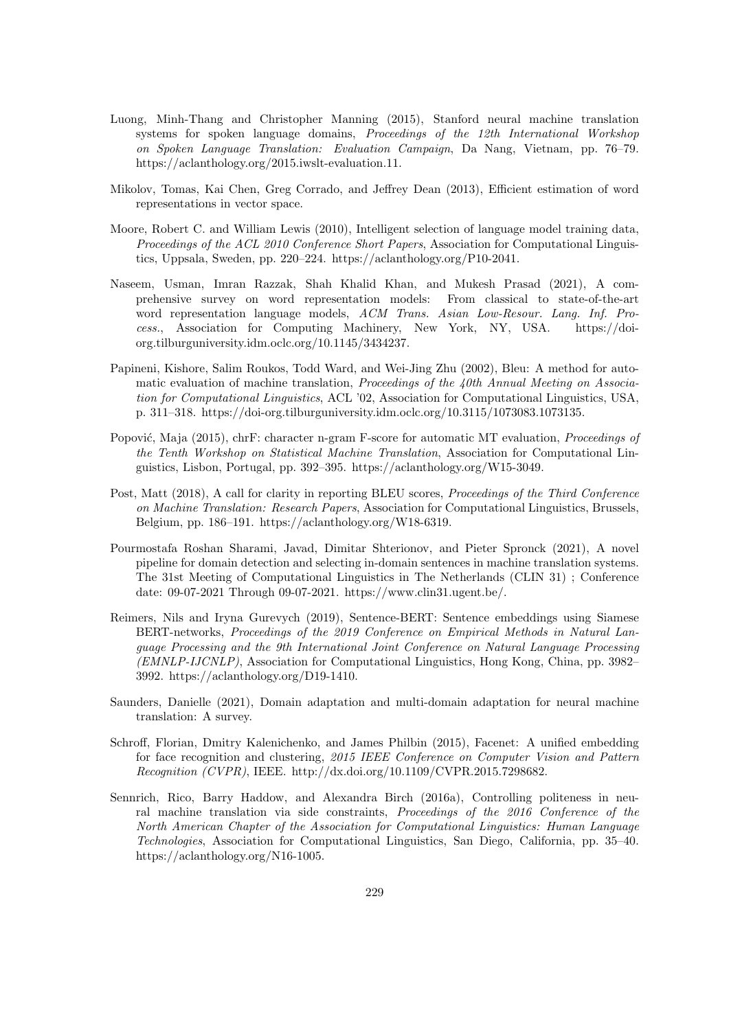Luong, Minh-Thang and Christopher Manning (2015), Stanford neural machine translation systems for spoken language domains, *Proceedings of the 12th International Workshop on Spoken Language Translation: Evaluation Campaign*, Da Nang, Vietnam, pp. 76–79. https://aclanthology.org/2015.iwslt-evaluation.11.

Mikolov, Tomas, Kai Chen, Greg Corrado, and Jeffrey Dean (2013), Efficient estimation of word representations in vector space.

Moore, Robert C. and William Lewis (2010), Intelligent selection of language model training data, *Proceedings of the ACL 2010 Conference Short Papers*, Association for Computational Linguistics, Uppsala, Sweden, pp. 220–224. https://aclanthology.org/P10-2041.

Naseem, Usman, Imran Razzak, Shah Khalid Khan, and Mukesh Prasad (2021), A comprehensive survey on word representation models: From classical to state-of-the-art word representation language models, *ACM Trans. Asian Low-Resour. Lang. Inf. Process.*, Association for Computing Machinery, New York, NY, USA. https://doi-org.tilburguniversity.idm.oclc.org/10.1145/3434237.

Papineni, Kishore, Salim Roukos, Todd Ward, and Wei-Jing Zhu (2002), Bleu: A method for automatic evaluation of machine translation, *Proceedings of the 40th Annual Meeting on Association for Computational Linguistics*, ACL '02, Association for Computational Linguistics, USA, p. 311–318. https://doi-org.tilburguniversity.idm.oclc.org/10.3115/1073083.1073135.

Popović, Maja (2015), chrF: character n-gram F-score for automatic MT evaluation, *Proceedings of the Tenth Workshop on Statistical Machine Translation*, Association for Computational Linguistics, Lisbon, Portugal, pp. 392–395. https://aclanthology.org/W15-3049.

Post, Matt (2018), A call for clarity in reporting BLEU scores, *Proceedings of the Third Conference on Machine Translation: Research Papers*, Association for Computational Linguistics, Brussels, Belgium, pp. 186–191. https://aclanthology.org/W18-6319.

Pourmostafa Roshan Sharami, Javad, Dimitar Shterionov, and Pieter Spronck (2021), A novel pipeline for domain detection and selecting in-domain sentences in machine translation systems. The 31st Meeting of Computational Linguistics in The Netherlands (CLIN 31) ; Conference date: 09-07-2021 Through 09-07-2021. https://www.clin31.ugent.be/.

Reimers, Nils and Iryna Gurevych (2019), Sentence-BERT: Sentence embeddings using Siamese BERT-networks, *Proceedings of the 2019 Conference on Empirical Methods in Natural Language Processing and the 9th International Joint Conference on Natural Language Processing (EMNLP-IJCNLP)*, Association for Computational Linguistics, Hong Kong, China, pp. 3982–3992. https://aclanthology.org/D19-1410.

Saunders, Danielle (2021), Domain adaptation and multi-domain adaptation for neural machine translation: A survey.

Schroff, Florian, Dmitry Kalenichenko, and James Philbin (2015), Facenet: A unified embedding for face recognition and clustering, *2015 IEEE Conference on Computer Vision and Pattern Recognition (CVPR)*, IEEE. http://dx.doi.org/10.1109/CVPR.2015.7298682.

Sennrich, Rico, Barry Haddow, and Alexandra Birch (2016a), Controlling politeness in neural machine translation via side constraints, *Proceedings of the 2016 Conference of the North American Chapter of the Association for Computational Linguistics: Human Language Technologies*, Association for Computational Linguistics, San Diego, California, pp. 35–40. https://aclanthology.org/N16-1005.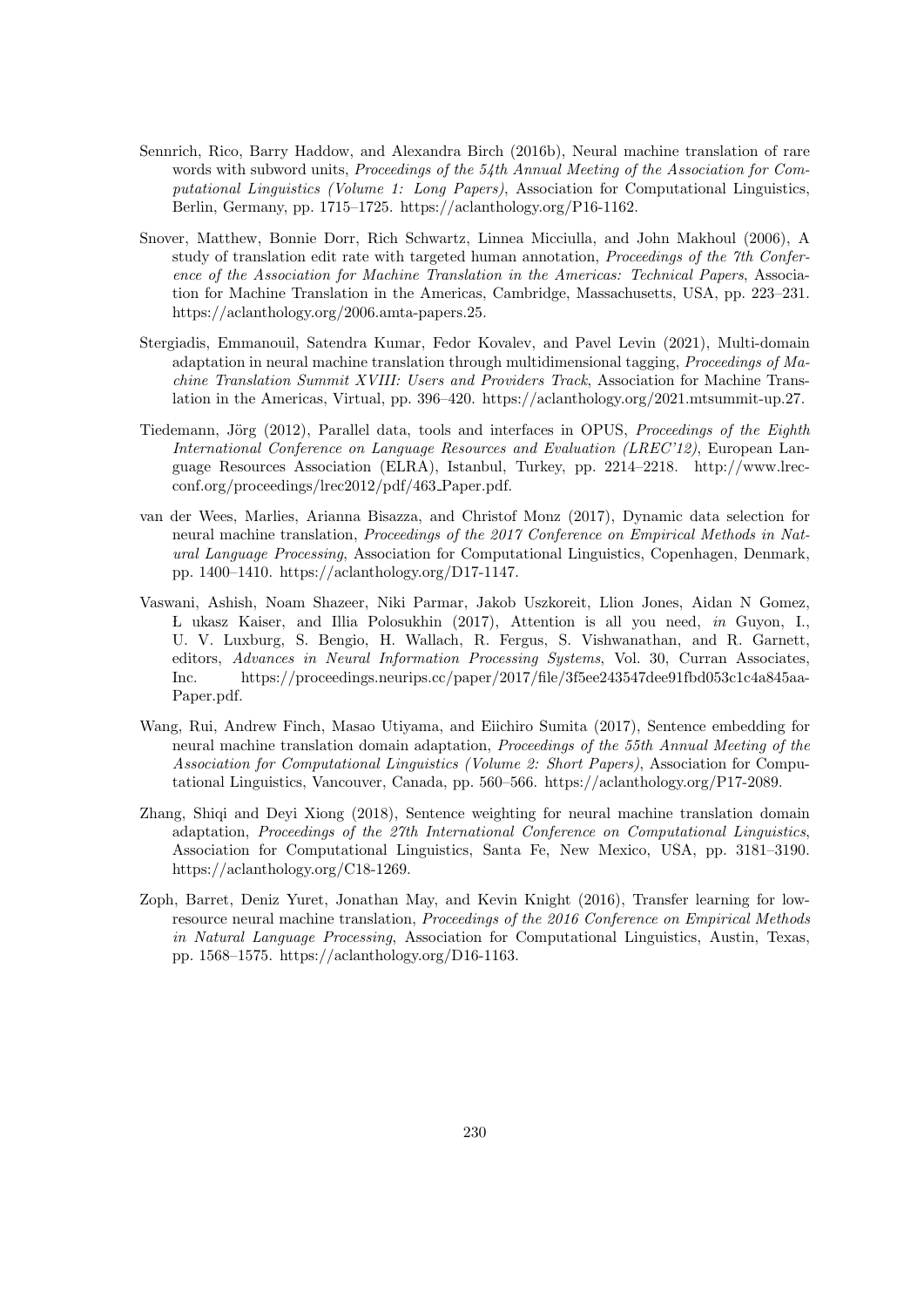Sennrich, Rico, Barry Haddow, and Alexandra Birch (2016b), Neural machine translation of rare words with subword units, *Proceedings of the 54th Annual Meeting of the Association for Computational Linguistics (Volume 1: Long Papers)*, Association for Computational Linguistics, Berlin, Germany, pp. 1715–1725. https://aclanthology.org/P16-1162.

Snover, Matthew, Bonnie Dorr, Rich Schwartz, Linnea Micciulla, and John Makhoul (2006), A study of translation edit rate with targeted human annotation, *Proceedings of the 7th Conference of the Association for Machine Translation in the Americas: Technical Papers*, Association for Machine Translation in the Americas, Cambridge, Massachusetts, USA, pp. 223–231. https://aclanthology.org/2006.amta-papers.25.

Stergiadis, Emmanouil, Satendra Kumar, Fedor Kovalev, and Pavel Levin (2021), Multi-domain adaptation in neural machine translation through multidimensional tagging, *Proceedings of Machine Translation Summit XVIII: Users and Providers Track*, Association for Machine Translation in the Americas, Virtual, pp. 396–420. https://aclanthology.org/2021.mtsummit-up.27.

Tiedemann, Jörg (2012), Parallel data, tools and interfaces in OPUS, *Proceedings of the Eighth International Conference on Language Resources and Evaluation (LREC'12)*, European Language Resources Association (ELRA), Istanbul, Turkey, pp. 2214–2218. http://www.lrec-conf.org/proceedings/lrec2012/pdf/463_Paper.pdf.

van der Wees, Marlies, Arianna Bisazza, and Christof Monz (2017), Dynamic data selection for neural machine translation, *Proceedings of the 2017 Conference on Empirical Methods in Natural Language Processing*, Association for Computational Linguistics, Copenhagen, Denmark, pp. 1400–1410. https://aclanthology.org/D17-1147.

Vaswani, Ashish, Noam Shazeer, Niki Parmar, Jakob Uszkoreit, Llion Jones, Aidan N Gomez, Ł ukasz Kaiser, and Illia Polosukhin (2017), Attention is all you need, *in* Guyon, I., U. V. Luxburg, S. Bengio, H. Wallach, R. Fergus, S. Vishwanathan, and R. Garnett, editors, *Advances in Neural Information Processing Systems*, Vol. 30, Curran Associates, Inc. https://proceedings.neurips.cc/paper/2017/file/3f5ee243547dee91fbd053c1c4a845aa-Paper.pdf.

Wang, Rui, Andrew Finch, Masao Utiyama, and Eiichiro Sumita (2017), Sentence embedding for neural machine translation domain adaptation, *Proceedings of the 55th Annual Meeting of the Association for Computational Linguistics (Volume 2: Short Papers)*, Association for Computational Linguistics, Vancouver, Canada, pp. 560–566. https://aclanthology.org/P17-2089.

Zhang, Shiqi and Deyi Xiong (2018), Sentence weighting for neural machine translation domain adaptation, *Proceedings of the 27th International Conference on Computational Linguistics*, Association for Computational Linguistics, Santa Fe, New Mexico, USA, pp. 3181–3190. https://aclanthology.org/C18-1269.

Zoph, Barret, Deniz Yuret, Jonathan May, and Kevin Knight (2016), Transfer learning for low-resource neural machine translation, *Proceedings of the 2016 Conference on Empirical Methods in Natural Language Processing*, Association for Computational Linguistics, Austin, Texas, pp. 1568–1575. https://aclanthology.org/D16-1163.